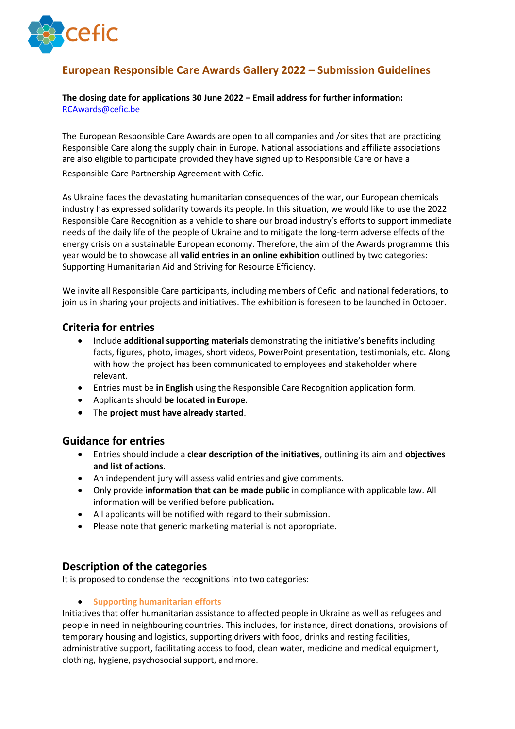cefic

# European Responsible Care Awards Gallery 2022 – Submission Guidelines

**The closing date for applications 30 June 2022 – Email address for further information:** RCAwards@cefic.be

The European Responsible Care Awards are open to all companies and /or sites that are practicing Responsible Care along the supply chain in Europe. National associations and affiliate associations are also eligible to participate provided they have signed up to Responsible Care or have a Responsible Care Partnership Agreement with Cefic.

As Ukraine faces the devastating humanitarian consequences of the war, our European chemicals industry has expressed solidarity towards its people. In this situation, we would like to use the 2022 Responsible Care Recognition as a vehicle to share our broad industry's efforts to support immediate needs of the daily life of the people of Ukraine and to mitigate the long-term adverse effects of the energy crisis on a sustainable European economy. Therefore, the aim of the Awards programme this year would be to showcase all **valid entries in an online exhibition** outlined by two categories: Supporting Humanitarian Aid and Striving for Resource Efficiency.

We invite all Responsible Care participants, including members of Cefic and national federations, to join us in sharing your projects and initiatives. The exhibition is foreseen to be launched in October.

## Criteria for entries

- Include **additional supporting materials** demonstrating the initiative's benefits including facts, figures, photo, images, short videos, PowerPoint presentation, testimonials, etc. Along with how the project has been communicated to employees and stakeholder where relevant.
- Entries must be **in English** using the Responsible Care Recognition application form.
- Applicants should **be located in Europe**.
- The **project must have already started**.

## Guidance for entries

- Entries should include a **clear description of the initiatives**, outlining its aim and **objectives and list of actions**.
- An independent jury will assess valid entries and give comments.
- Only provide **information that can be made public** in compliance with applicable law. All information will be verified before publication**.**
- All applicants will be notified with regard to their submission.
- Please note that generic marketing material is not appropriate.

## Description of the categories

It is proposed to condense the recognitions into two categories:

- **Supporting humanitarian efforts**

Initiatives that offer humanitarian assistance to affected people in Ukraine as well as refugees and people in need in neighbouring countries. This includes, for instance, direct donations, provisions of temporary housing and logistics, supporting drivers with food, drinks and resting facilities, administrative support, facilitating access to food, clean water, medicine and medical equipment, clothing, hygiene, psychosocial support, and more.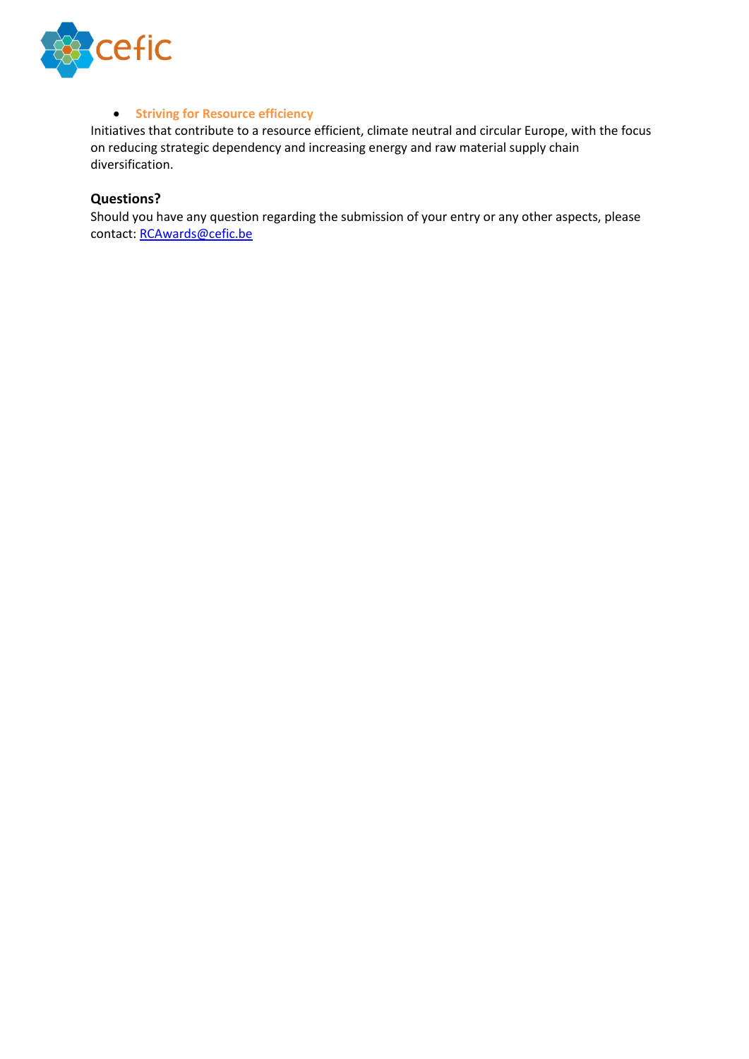- **Striving for Resource efficiency**

Initiatives that contribute to a resource efficient, climate neutral and circular Europe, with the focus on reducing strategic dependency and increasing energy and raw material supply chain diversification.

### Questions?

Should you have any question regarding the submission of your entry or any other aspects, please contact: RCAwards@cefic.be